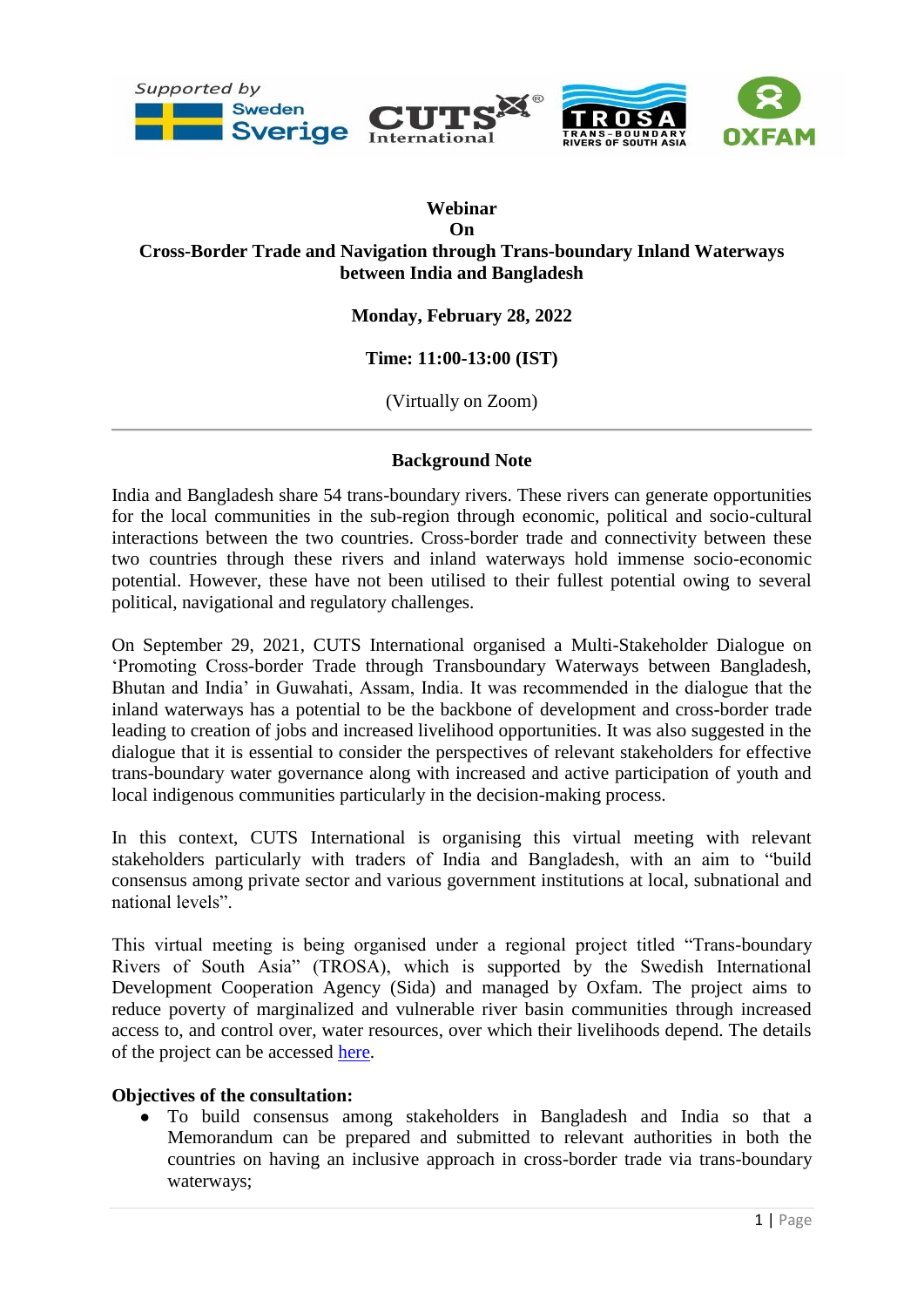# Webinar
# On
# Cross-Border Trade and Navigation through Trans-boundary Inland Waterways between India and Bangladesh

**Monday, February 28, 2022**

**Time: 11:00-13:00 (IST)**

(Virtually on Zoom)

---

## Background Note

India and Bangladesh share 54 trans-boundary rivers. These rivers can generate opportunities for the local communities in the sub-region through economic, political and socio-cultural interactions between the two countries. Cross-border trade and connectivity between these two countries through these rivers and inland waterways hold immense socio-economic potential. However, these have not been utilised to their fullest potential owing to several political, navigational and regulatory challenges.

On September 29, 2021, CUTS International organised a Multi-Stakeholder Dialogue on 'Promoting Cross-border Trade through Transboundary Waterways between Bangladesh, Bhutan and India' in Guwahati, Assam, India. It was recommended in the dialogue that the inland waterways has a potential to be the backbone of development and cross-border trade leading to creation of jobs and increased livelihood opportunities. It was also suggested in the dialogue that it is essential to consider the perspectives of relevant stakeholders for effective trans-boundary water governance along with increased and active participation of youth and local indigenous communities particularly in the decision-making process.

In this context, CUTS International is organising this virtual meeting with relevant stakeholders particularly with traders of India and Bangladesh, with an aim to "build consensus among private sector and various government institutions at local, subnational and national levels".

This virtual meeting is being organised under a regional project titled "Trans-boundary Rivers of South Asia" (TROSA), which is supported by the Swedish International Development Cooperation Agency (Sida) and managed by Oxfam. The project aims to reduce poverty of marginalized and vulnerable river basin communities through increased access to, and control over, water resources, over which their livelihoods depend. The details of the project can be accessed here.

**Objectives of the consultation:**

- To build consensus among stakeholders in Bangladesh and India so that a Memorandum can be prepared and submitted to relevant authorities in both the countries on having an inclusive approach in cross-border trade via trans-boundary waterways;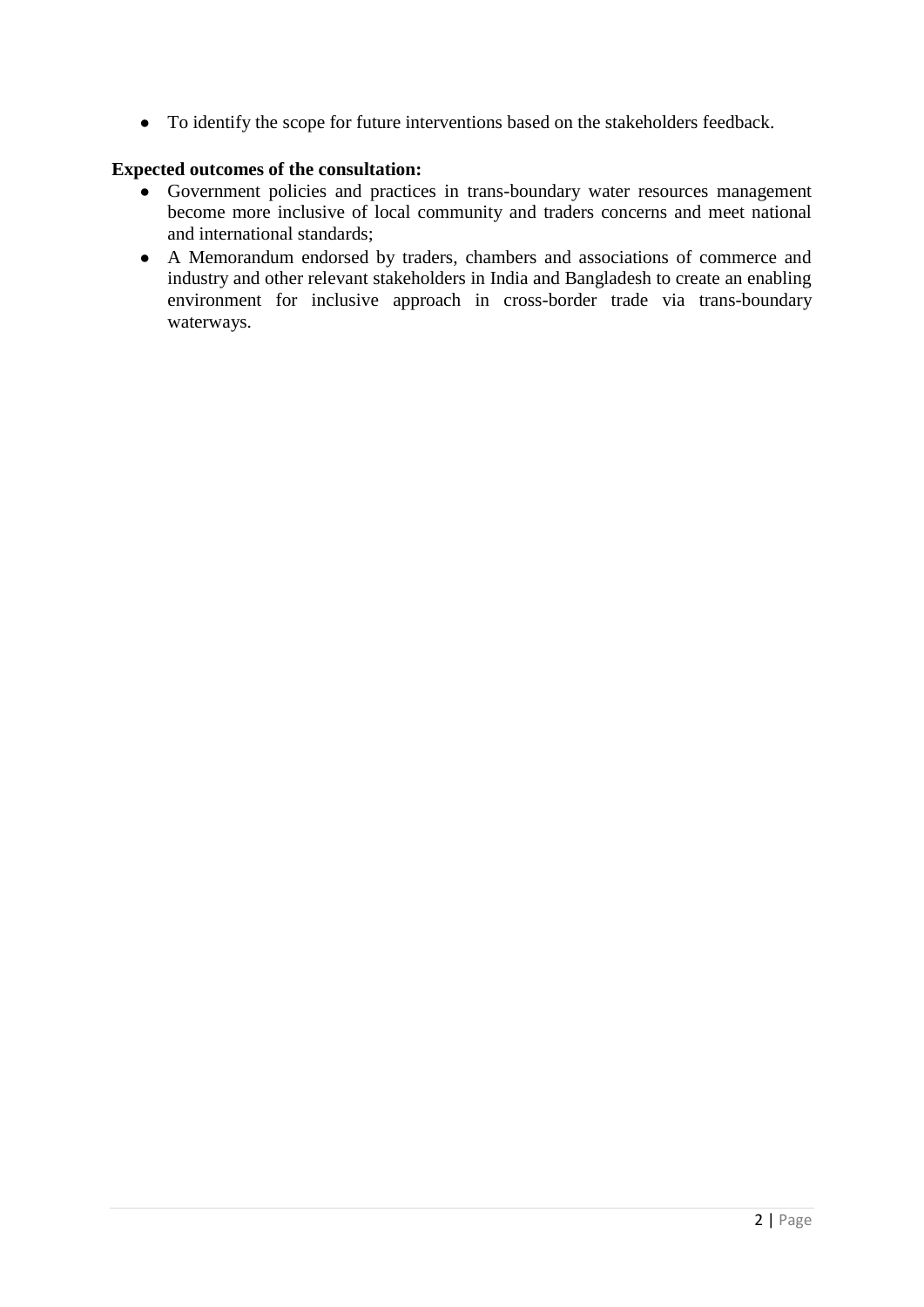- To identify the scope for future interventions based on the stakeholders feedback.

**Expected outcomes of the consultation:**

- Government policies and practices in trans-boundary water resources management become more inclusive of local community and traders concerns and meet national and international standards;
- A Memorandum endorsed by traders, chambers and associations of commerce and industry and other relevant stakeholders in India and Bangladesh to create an enabling environment for inclusive approach in cross-border trade via trans-boundary waterways.